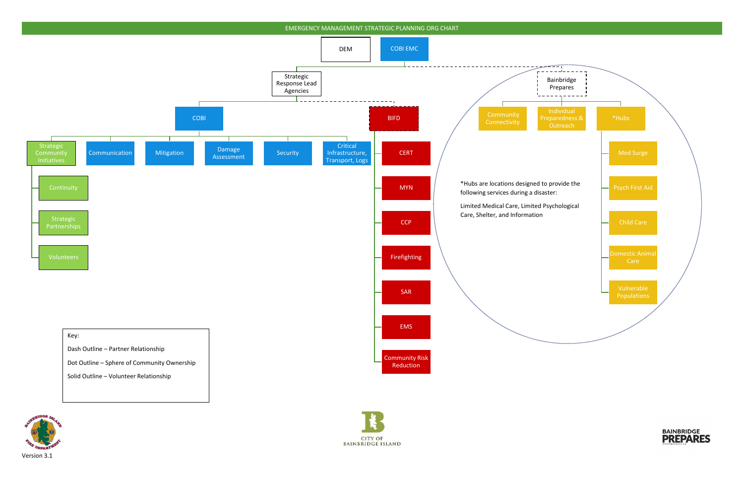# EMERGENCY MANAGEMENT STRATEGIC PLANNING ORG CHART

- DEM
- COBI EMC
  - Strategic Response Lead Agencies
    - COBI
      - Strategic Community Initiatives
        - Continuity
        - Strategic Partnerships
        - Volunteers
      - Communication
      - Mitigation
      - Damage Assessment
      - Security
      - Critical Infrastructure, Transport, Logs
    - BIFD
      - CERT
      - MYN
      - CCP
      - Firefighting
      - SAR
      - EMS
      - Community Risk Reduction
  - Bainbridge Prepares
    - Community Connectivity
    - Individual Preparedness & Outreach
    - *Hubs
      - Med Surge
      - Psych First Aid
      - Child Care
      - Domestic Animal Care
      - Vulnerable Populations

*Hubs are locations designed to provide the following services during a disaster:

Limited Medical Care, Limited Psychological Care, Shelter, and Information

Key:

Dash Outline – Partner Relationship

Dot Outline – Sphere of Community Ownership

Solid Outline – Volunteer Relationship

BAINBRIDGE ISLAND FIRE DEPARTMENT

CITY OF BAINBRIDGE ISLAND

BAINBRIDGE PREPARES

Version 3.1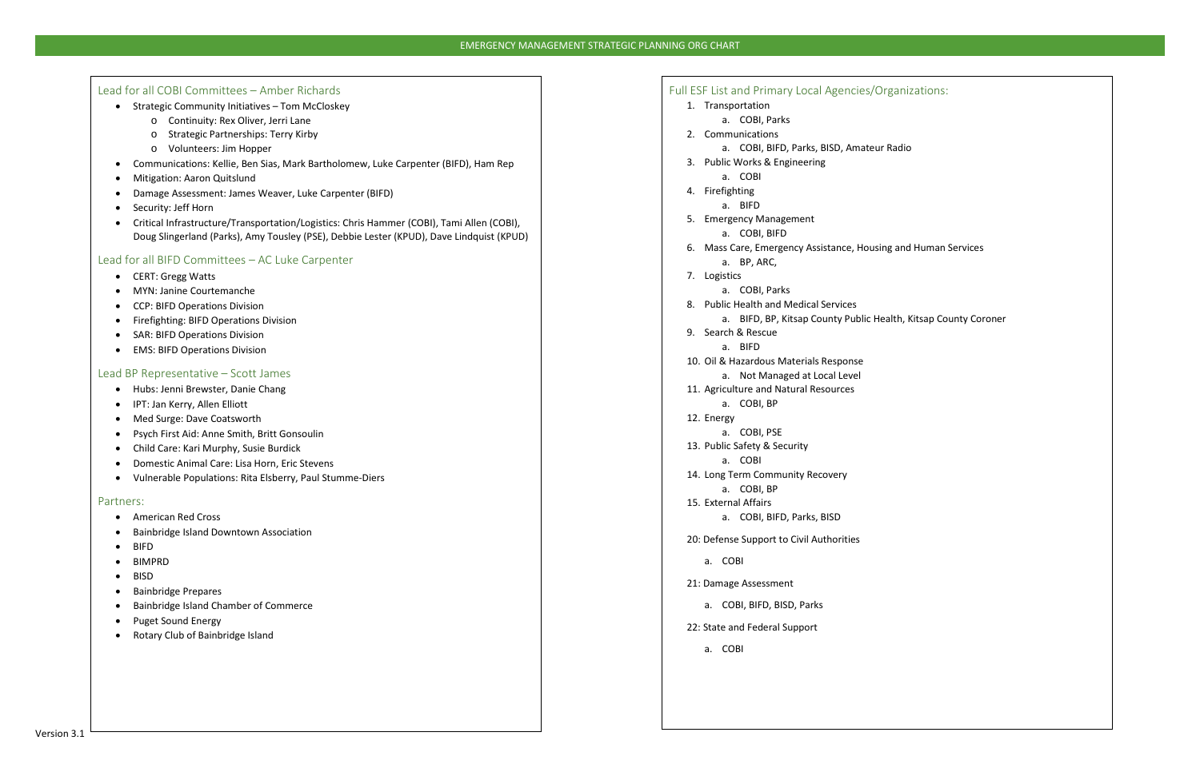# EMERGENCY MANAGEMENT STRATEGIC PLANNING ORG CHART

## Lead for all COBI Committees – Amber Richards

- Strategic Community Initiatives – Tom McCloskey
  - Continuity: Rex Oliver, Jerri Lane
  - Strategic Partnerships: Terry Kirby
  - Volunteers: Jim Hopper
- Communications: Kellie, Ben Sias, Mark Bartholomew, Luke Carpenter (BIFD), Ham Rep
- Mitigation: Aaron Quitslund
- Damage Assessment: James Weaver, Luke Carpenter (BIFD)
- Security: Jeff Horn
- Critical Infrastructure/Transportation/Logistics: Chris Hammer (COBI), Tami Allen (COBI), Doug Slingerland (Parks), Amy Tousley (PSE), Debbie Lester (KPUD), Dave Lindquist (KPUD)

## Lead for all BIFD Committees – AC Luke Carpenter

- CERT: Gregg Watts
- MYN: Janine Courtemanche
- CCP: BIFD Operations Division
- Firefighting: BIFD Operations Division
- SAR: BIFD Operations Division
- EMS: BIFD Operations Division

## Lead BP Representative – Scott James

- Hubs: Jenni Brewster, Danie Chang
- IPT: Jan Kerry, Allen Elliott
- Med Surge: Dave Coatsworth
- Psych First Aid: Anne Smith, Britt Gonsoulin
- Child Care: Kari Murphy, Susie Burdick
- Domestic Animal Care: Lisa Horn, Eric Stevens
- Vulnerable Populations: Rita Elsberry, Paul Stumme-Diers

## Partners:

- American Red Cross
- Bainbridge Island Downtown Association
- BIFD
- BIMPRD
- BISD
- Bainbridge Prepares
- Bainbridge Island Chamber of Commerce
- Puget Sound Energy
- Rotary Club of Bainbridge Island

## Full ESF List and Primary Local Agencies/Organizations:

1. Transportation
   a. COBI, Parks
2. Communications
   a. COBI, BIFD, Parks, BISD, Amateur Radio
3. Public Works & Engineering
   a. COBI
4. Firefighting
   a. BIFD
5. Emergency Management
   a. COBI, BIFD
6. Mass Care, Emergency Assistance, Housing and Human Services
   a. BP, ARC,
7. Logistics
   a. COBI, Parks
8. Public Health and Medical Services
   a. BIFD, BP, Kitsap County Public Health, Kitsap County Coroner
9. Search & Rescue
   a. BIFD
10. Oil & Hazardous Materials Response
    a. Not Managed at Local Level
11. Agriculture and Natural Resources
    a. COBI, BP
12. Energy
    a. COBI, PSE
13. Public Safety & Security
    a. COBI
14. Long Term Community Recovery
    a. COBI, BP
15. External Affairs
    a. COBI, BIFD, Parks, BISD

20: Defense Support to Civil Authorities

a. COBI

21: Damage Assessment

a. COBI, BIFD, BISD, Parks

22: State and Federal Support

a. COBI

Version 3.1